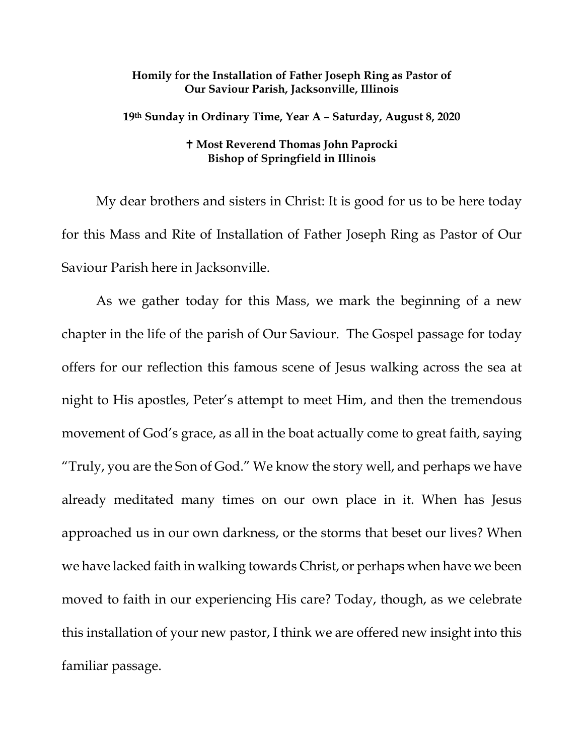**Homily for the Installation of Father Joseph Ring as Pastor of Our Saviour Parish, Jacksonville, Illinois**

**19th Sunday in Ordinary Time, Year A – Saturday, August 8, 2020**

**✝ Most Reverend Thomas John Paprocki**
**Bishop of Springfield in Illinois**

My dear brothers and sisters in Christ: It is good for us to be here today for this Mass and Rite of Installation of Father Joseph Ring as Pastor of Our Saviour Parish here in Jacksonville.

As we gather today for this Mass, we mark the beginning of a new chapter in the life of the parish of Our Saviour. The Gospel passage for today offers for our reflection this famous scene of Jesus walking across the sea at night to His apostles, Peter's attempt to meet Him, and then the tremendous movement of God's grace, as all in the boat actually come to great faith, saying "Truly, you are the Son of God." We know the story well, and perhaps we have already meditated many times on our own place in it. When has Jesus approached us in our own darkness, or the storms that beset our lives? When we have lacked faith in walking towards Christ, or perhaps when have we been moved to faith in our experiencing His care? Today, though, as we celebrate this installation of your new pastor, I think we are offered new insight into this familiar passage.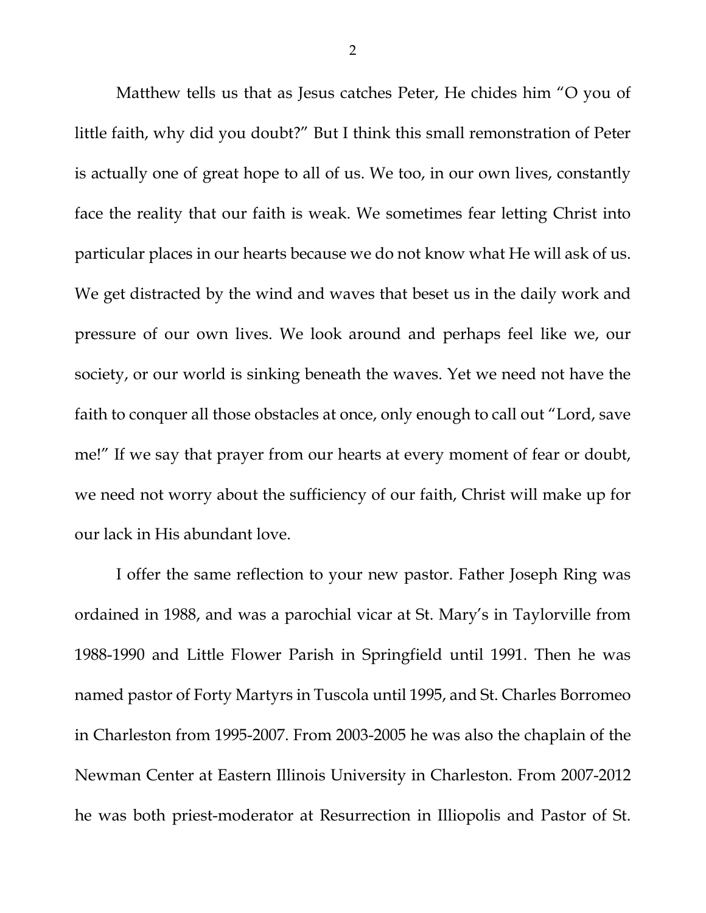Matthew tells us that as Jesus catches Peter, He chides him "O you of little faith, why did you doubt?" But I think this small remonstration of Peter is actually one of great hope to all of us. We too, in our own lives, constantly face the reality that our faith is weak. We sometimes fear letting Christ into particular places in our hearts because we do not know what He will ask of us. We get distracted by the wind and waves that beset us in the daily work and pressure of our own lives. We look around and perhaps feel like we, our society, or our world is sinking beneath the waves. Yet we need not have the faith to conquer all those obstacles at once, only enough to call out "Lord, save me!" If we say that prayer from our hearts at every moment of fear or doubt, we need not worry about the sufficiency of our faith, Christ will make up for our lack in His abundant love.

I offer the same reflection to your new pastor. Father Joseph Ring was ordained in 1988, and was a parochial vicar at St. Mary's in Taylorville from 1988-1990 and Little Flower Parish in Springfield until 1991. Then he was named pastor of Forty Martyrs in Tuscola until 1995, and St. Charles Borromeo in Charleston from 1995-2007. From 2003-2005 he was also the chaplain of the Newman Center at Eastern Illinois University in Charleston. From 2007-2012 he was both priest-moderator at Resurrection in Illiopolis and Pastor of St.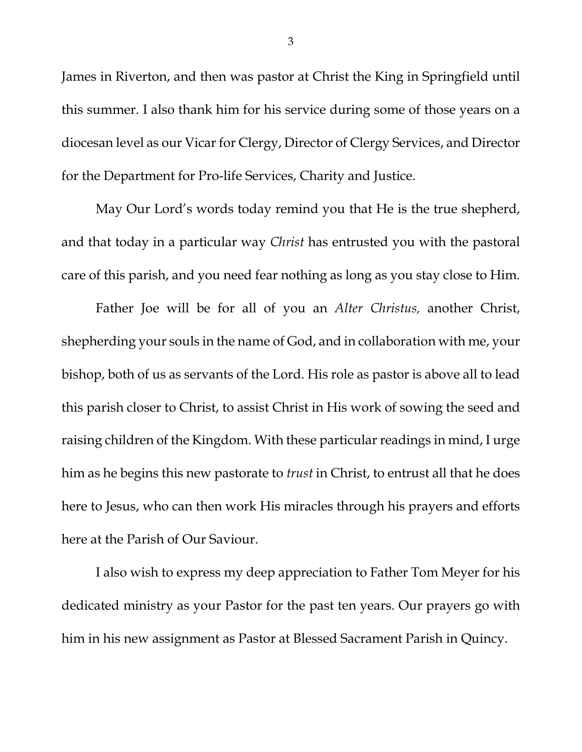James in Riverton, and then was pastor at Christ the King in Springfield until this summer. I also thank him for his service during some of those years on a diocesan level as our Vicar for Clergy, Director of Clergy Services, and Director for the Department for Pro-life Services, Charity and Justice.

May Our Lord's words today remind you that He is the true shepherd, and that today in a particular way *Christ* has entrusted you with the pastoral care of this parish, and you need fear nothing as long as you stay close to Him.

Father Joe will be for all of you an *Alter Christus,* another Christ, shepherding your souls in the name of God, and in collaboration with me, your bishop, both of us as servants of the Lord. His role as pastor is above all to lead this parish closer to Christ, to assist Christ in His work of sowing the seed and raising children of the Kingdom. With these particular readings in mind, I urge him as he begins this new pastorate to *trust* in Christ, to entrust all that he does here to Jesus, who can then work His miracles through his prayers and efforts here at the Parish of Our Saviour.

I also wish to express my deep appreciation to Father Tom Meyer for his dedicated ministry as your Pastor for the past ten years. Our prayers go with him in his new assignment as Pastor at Blessed Sacrament Parish in Quincy.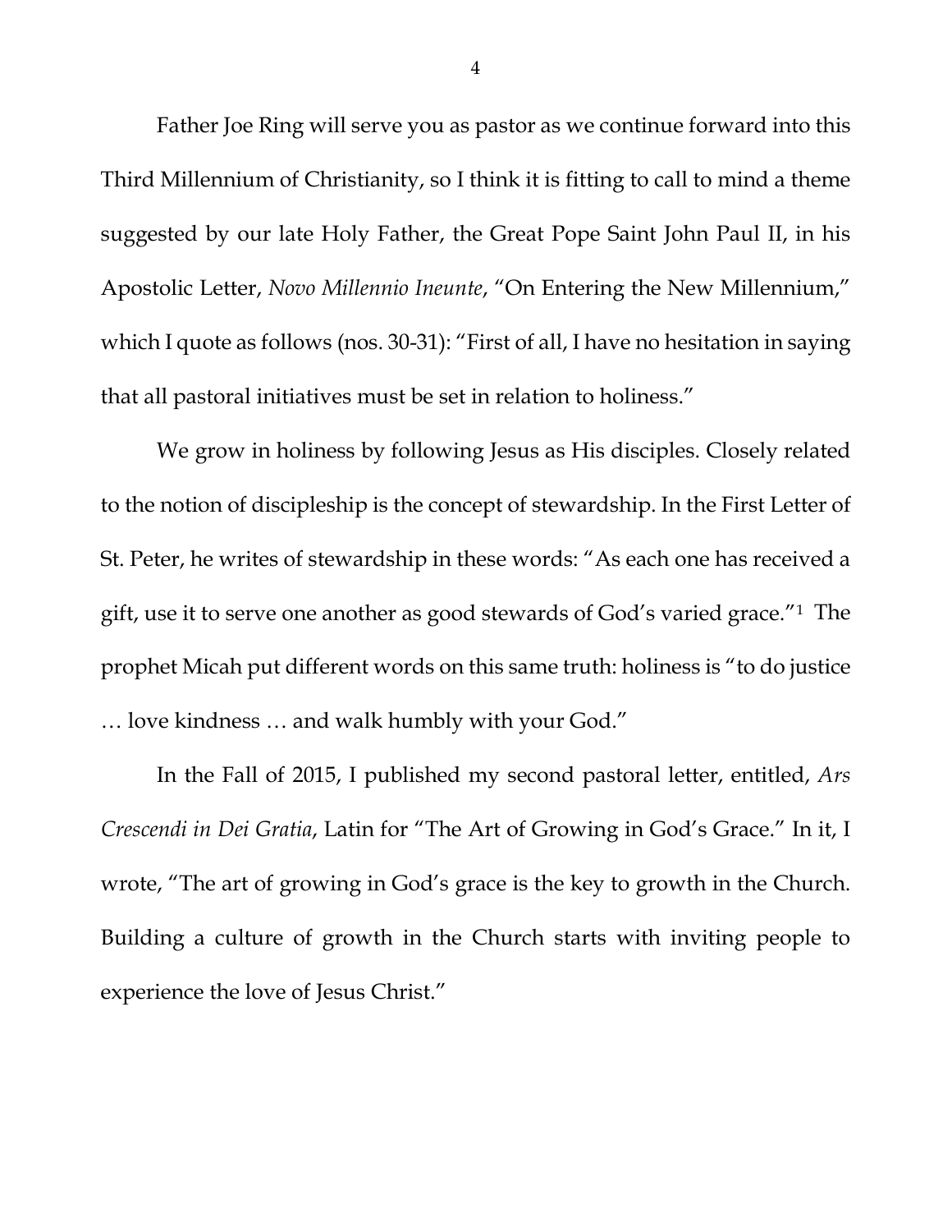Father Joe Ring will serve you as pastor as we continue forward into this Third Millennium of Christianity, so I think it is fitting to call to mind a theme suggested by our late Holy Father, the Great Pope Saint John Paul II, in his Apostolic Letter, *Novo Millennio Ineunte*, "On Entering the New Millennium," which I quote as follows (nos. 30-31): "First of all, I have no hesitation in saying that all pastoral initiatives must be set in relation to holiness."

We grow in holiness by following Jesus as His disciples. Closely related to the notion of discipleship is the concept of stewardship. In the First Letter of St. Peter, he writes of stewardship in these words: "As each one has received a gift, use it to serve one another as good stewards of God's varied grace."[1] The prophet Micah put different words on this same truth: holiness is "to do justice … love kindness … and walk humbly with your God."

In the Fall of 2015, I published my second pastoral letter, entitled, *Ars Crescendi in Dei Gratia*, Latin for "The Art of Growing in God's Grace." In it, I wrote, "The art of growing in God's grace is the key to growth in the Church. Building a culture of growth in the Church starts with inviting people to experience the love of Jesus Christ."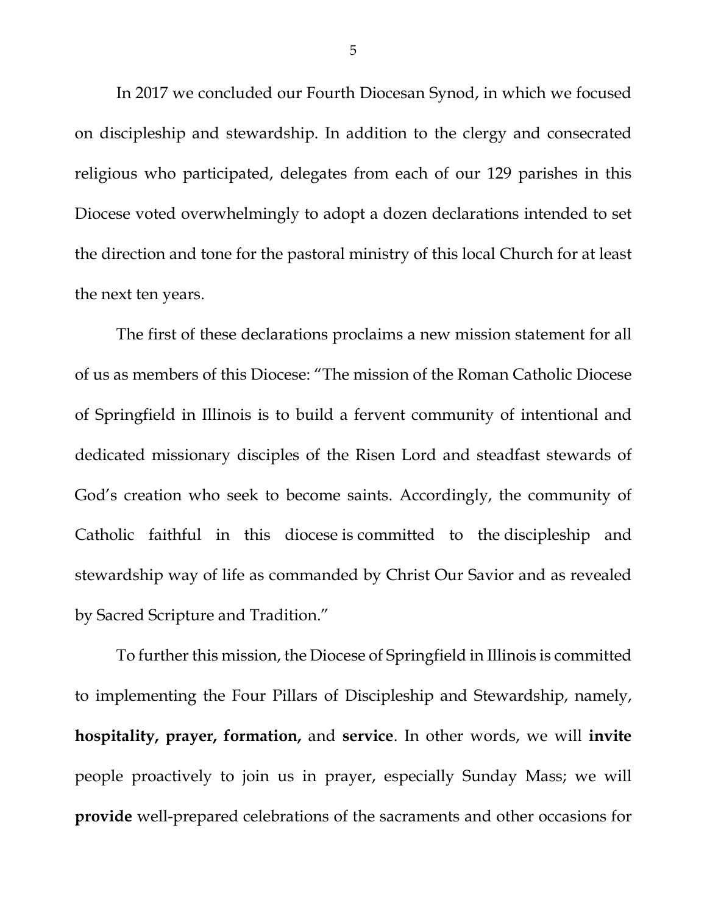In 2017 we concluded our Fourth Diocesan Synod, in which we focused on discipleship and stewardship. In addition to the clergy and consecrated religious who participated, delegates from each of our 129 parishes in this Diocese voted overwhelmingly to adopt a dozen declarations intended to set the direction and tone for the pastoral ministry of this local Church for at least the next ten years.

The first of these declarations proclaims a new mission statement for all of us as members of this Diocese: "The mission of the Roman Catholic Diocese of Springfield in Illinois is to build a fervent community of intentional and dedicated missionary disciples of the Risen Lord and steadfast stewards of God's creation who seek to become saints. Accordingly, the community of Catholic faithful in this diocese is committed to the discipleship and stewardship way of life as commanded by Christ Our Savior and as revealed by Sacred Scripture and Tradition."

To further this mission, the Diocese of Springfield in Illinois is committed to implementing the Four Pillars of Discipleship and Stewardship, namely, **hospitality, prayer, formation,** and **service**. In other words, we will **invite** people proactively to join us in prayer, especially Sunday Mass; we will **provide** well-prepared celebrations of the sacraments and other occasions for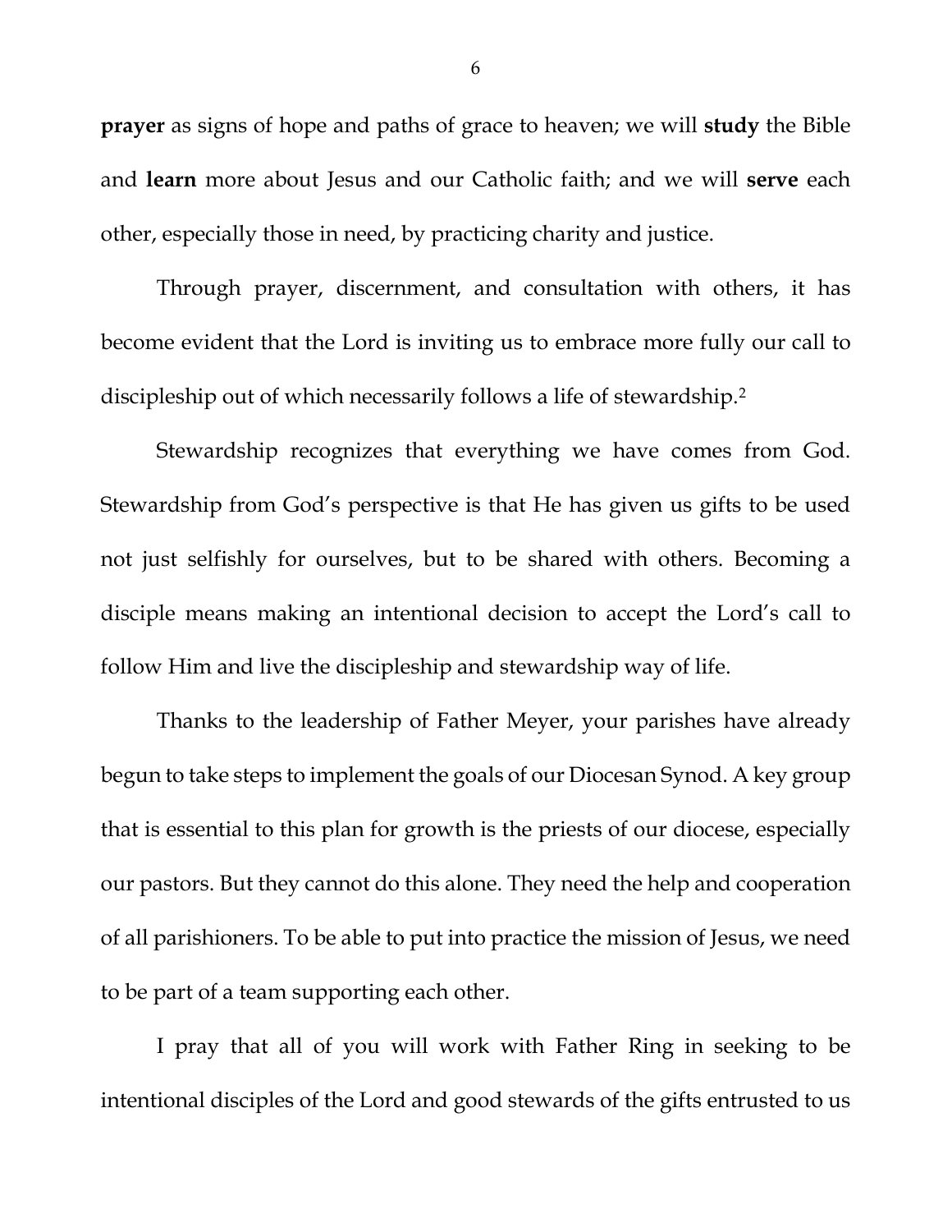**prayer** as signs of hope and paths of grace to heaven; we will **study** the Bible and **learn** more about Jesus and our Catholic faith; and we will **serve** each other, especially those in need, by practicing charity and justice.

Through prayer, discernment, and consultation with others, it has become evident that the Lord is inviting us to embrace more fully our call to discipleship out of which necessarily follows a life of stewardship.[2]

Stewardship recognizes that everything we have comes from God. Stewardship from God's perspective is that He has given us gifts to be used not just selfishly for ourselves, but to be shared with others. Becoming a disciple means making an intentional decision to accept the Lord's call to follow Him and live the discipleship and stewardship way of life.

Thanks to the leadership of Father Meyer, your parishes have already begun to take steps to implement the goals of our Diocesan Synod. A key group that is essential to this plan for growth is the priests of our diocese, especially our pastors. But they cannot do this alone. They need the help and cooperation of all parishioners. To be able to put into practice the mission of Jesus, we need to be part of a team supporting each other.

I pray that all of you will work with Father Ring in seeking to be intentional disciples of the Lord and good stewards of the gifts entrusted to us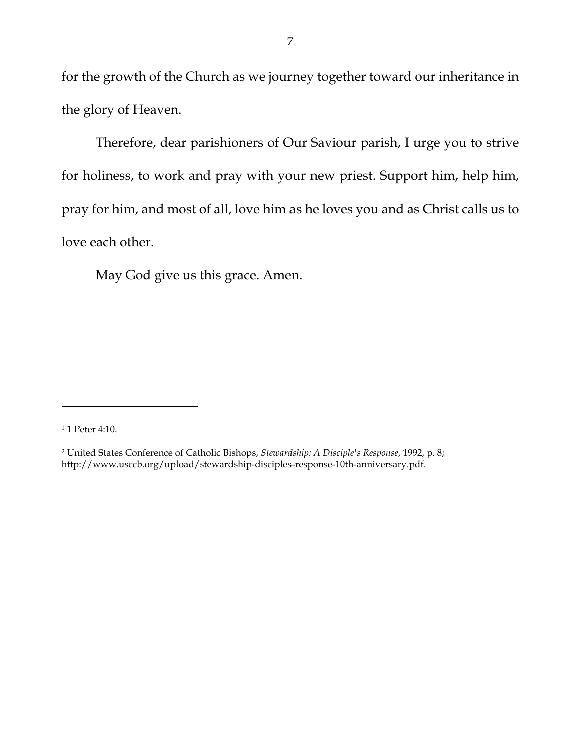for the growth of the Church as we journey together toward our inheritance in the glory of Heaven.

Therefore, dear parishioners of Our Saviour parish, I urge you to strive for holiness, to work and pray with your new priest. Support him, help him, pray for him, and most of all, love him as he loves you and as Christ calls us to love each other.

May God give us this grace. Amen.

---

[1] 1 Peter 4:10.

[2] United States Conference of Catholic Bishops, *Stewardship: A Disciple's Response*, 1992, p. 8; http://www.usccb.org/upload/stewardship-disciples-response-10th-anniversary.pdf.